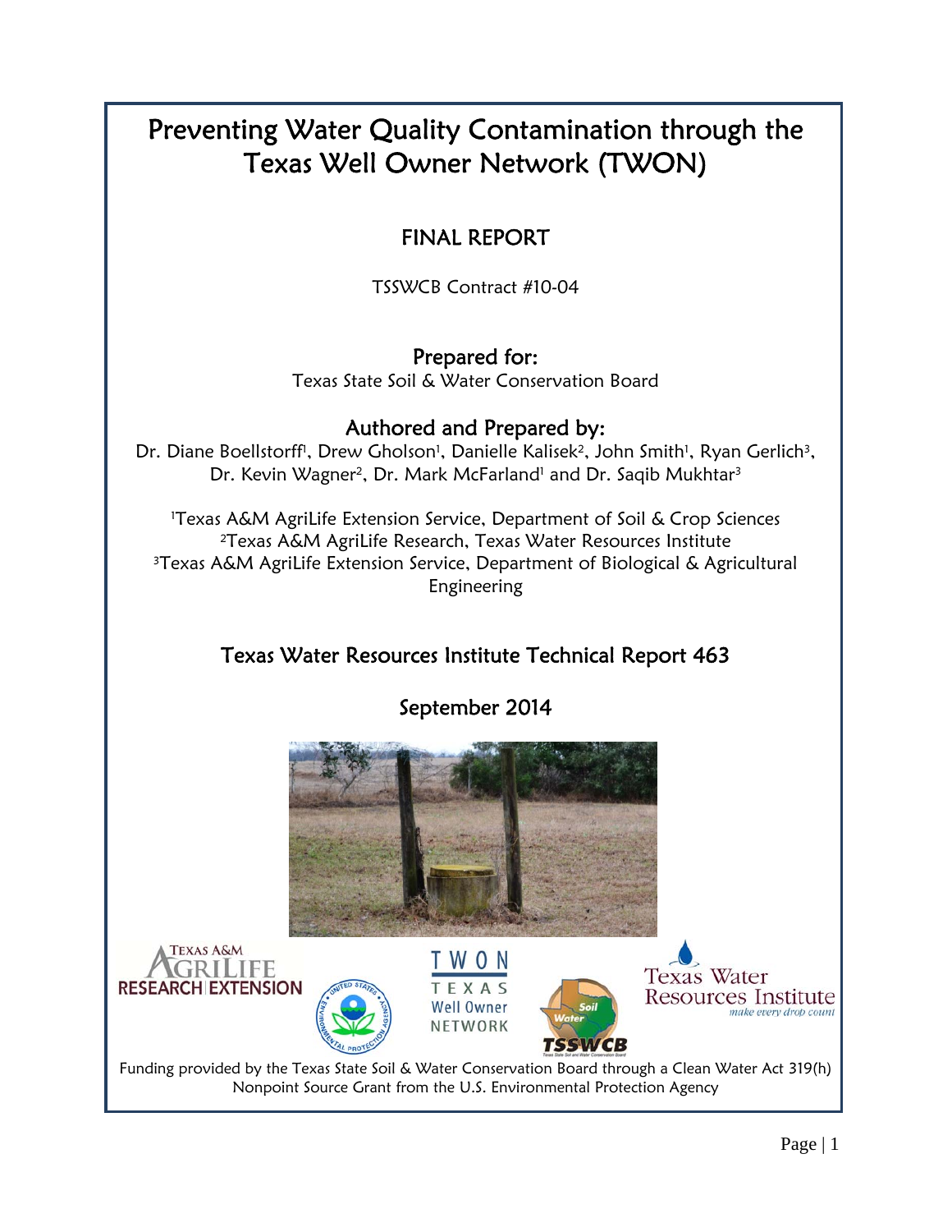# Preventing Water Quality Contamination through the Texas Well Owner Network (TWON)

## FINAL REPORT

TSSWCB Contract #10-04

### Prepared for:

Texas State Soil & Water Conservation Board

### Authored and Prepared by:

Dr. Diane Boellstorff[1], Drew Gholson[1], Danielle Kalisek[2], John Smith[1], Ryan Gerlich[3], Dr. Kevin Wagner[2], Dr. Mark McFarland[1] and Dr. Saqib Mukhtar[3]

[1]Texas A&M AgriLife Extension Service, Department of Soil & Crop Sciences
[2]Texas A&M AgriLife Research, Texas Water Resources Institute
[3]Texas A&M AgriLife Extension Service, Department of Biological & Agricultural Engineering

### Texas Water Resources Institute Technical Report 463

### September 2014

Funding provided by the Texas State Soil & Water Conservation Board through a Clean Water Act 319(h) Nonpoint Source Grant from the U.S. Environmental Protection Agency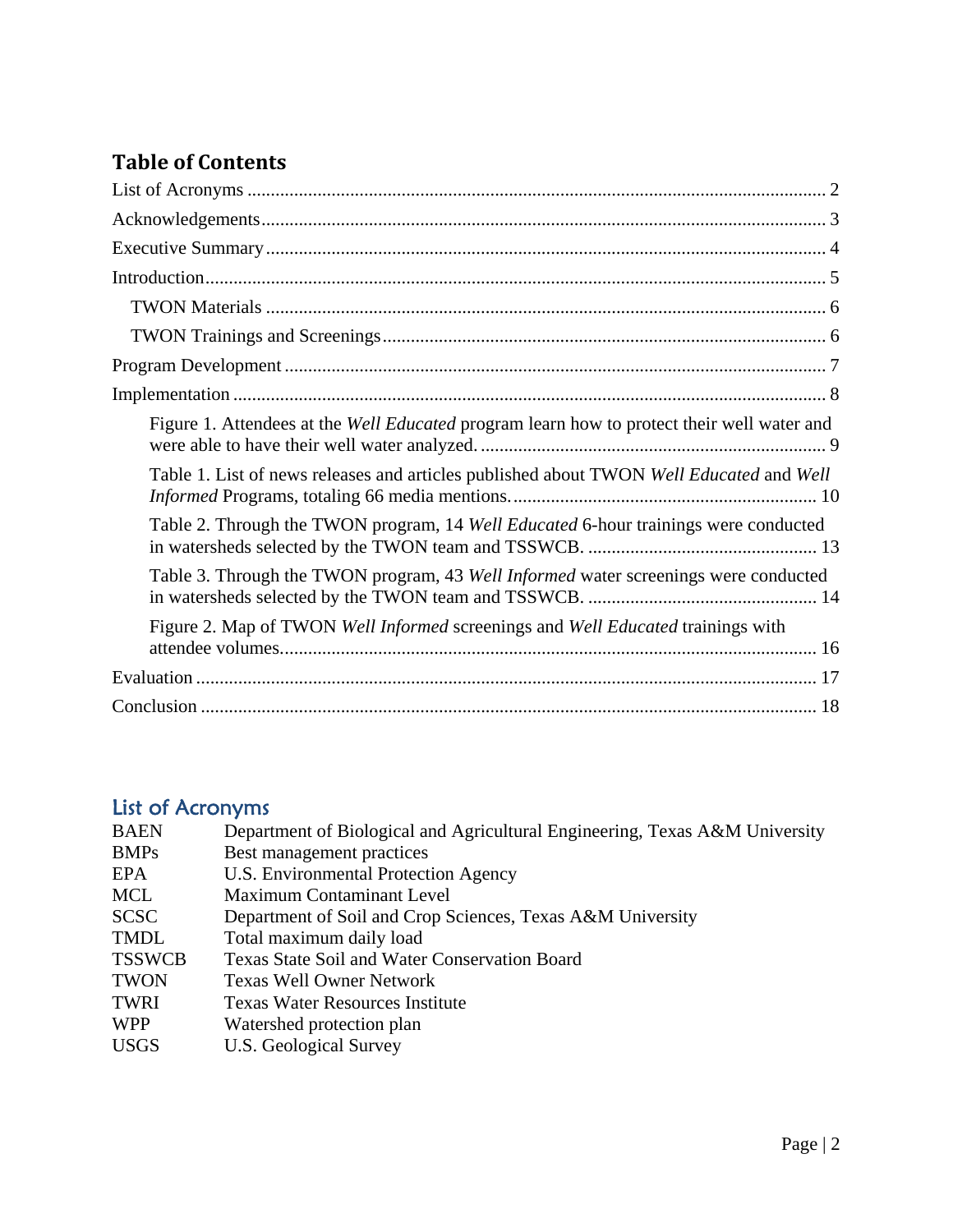## Table of Contents

List of Acronyms ........................................................................................................................ 2

Acknowledgements..................................................................................................................... 3

Executive Summary .................................................................................................................... 4

Introduction.................................................................................................................................. 5

- TWON Materials ...................................................................................................................... 6
- TWON Trainings and Screenings............................................................................................. 6

Program Development ................................................................................................................ 7

Implementation ............................................................................................................................ 8

- Figure 1. Attendees at the *Well Educated* program learn how to protect their well water and were able to have their well water analyzed. ......................................................................... 9
- Table 1. List of news releases and articles published about TWON *Well Educated* and *Well Informed* Programs, totaling 66 media mentions. ................................................................. 10
- Table 2. Through the TWON program, 14 *Well Educated* 6-hour trainings were conducted in watersheds selected by the TWON team and TSSWCB. ................................................. 13
- Table 3. Through the TWON program, 43 *Well Informed* water screenings were conducted in watersheds selected by the TWON team and TSSWCB. ................................................. 14
- Figure 2. Map of TWON *Well Informed* screenings and *Well Educated* trainings with attendee volumes.................................................................................................................. 16

Evaluation ................................................................................................................................... 17

Conclusion .................................................................................................................................. 18

## List of Acronyms

| | |
|---|---|
| BAEN | Department of Biological and Agricultural Engineering, Texas A&M University |
| BMPs | Best management practices |
| EPA | U.S. Environmental Protection Agency |
| MCL | Maximum Contaminant Level |
| SCSC | Department of Soil and Crop Sciences, Texas A&M University |
| TMDL | Total maximum daily load |
| TSSWCB | Texas State Soil and Water Conservation Board |
| TWON | Texas Well Owner Network |
| TWRI | Texas Water Resources Institute |
| WPP | Watershed protection plan |
| USGS | U.S. Geological Survey |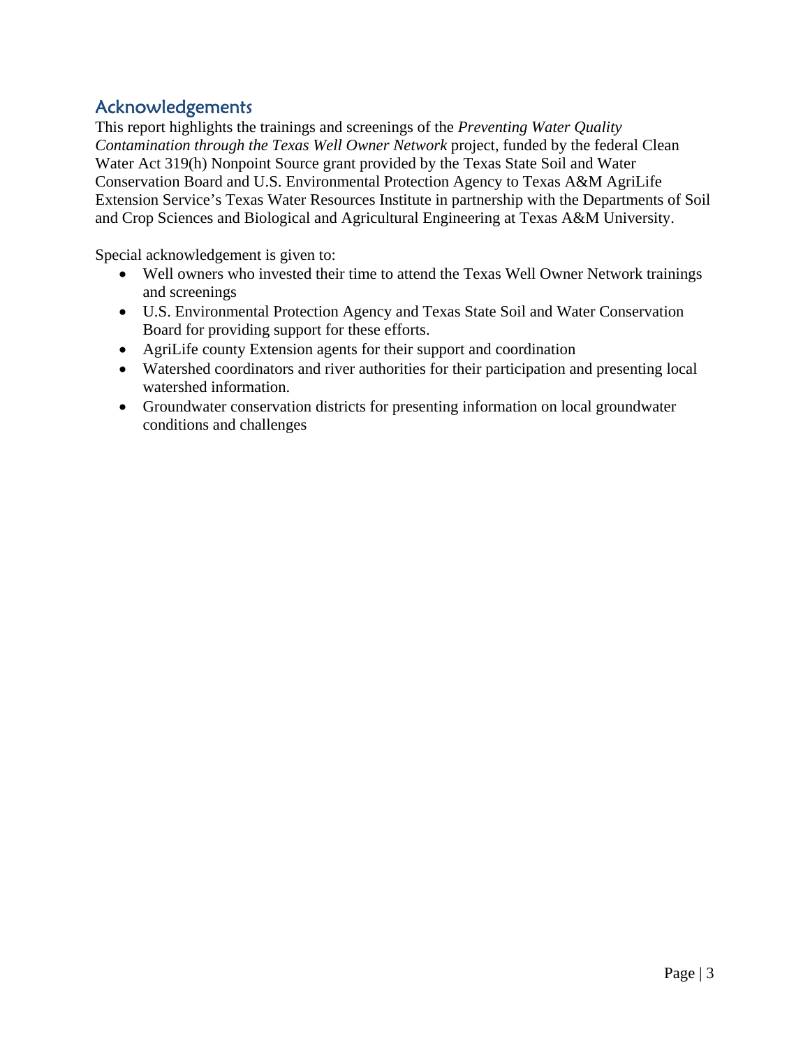## Acknowledgements

This report highlights the trainings and screenings of the *Preventing Water Quality Contamination through the Texas Well Owner Network* project, funded by the federal Clean Water Act 319(h) Nonpoint Source grant provided by the Texas State Soil and Water Conservation Board and U.S. Environmental Protection Agency to Texas A&M AgriLife Extension Service's Texas Water Resources Institute in partnership with the Departments of Soil and Crop Sciences and Biological and Agricultural Engineering at Texas A&M University.

Special acknowledgement is given to:

- Well owners who invested their time to attend the Texas Well Owner Network trainings and screenings
- U.S. Environmental Protection Agency and Texas State Soil and Water Conservation Board for providing support for these efforts.
- AgriLife county Extension agents for their support and coordination
- Watershed coordinators and river authorities for their participation and presenting local watershed information.
- Groundwater conservation districts for presenting information on local groundwater conditions and challenges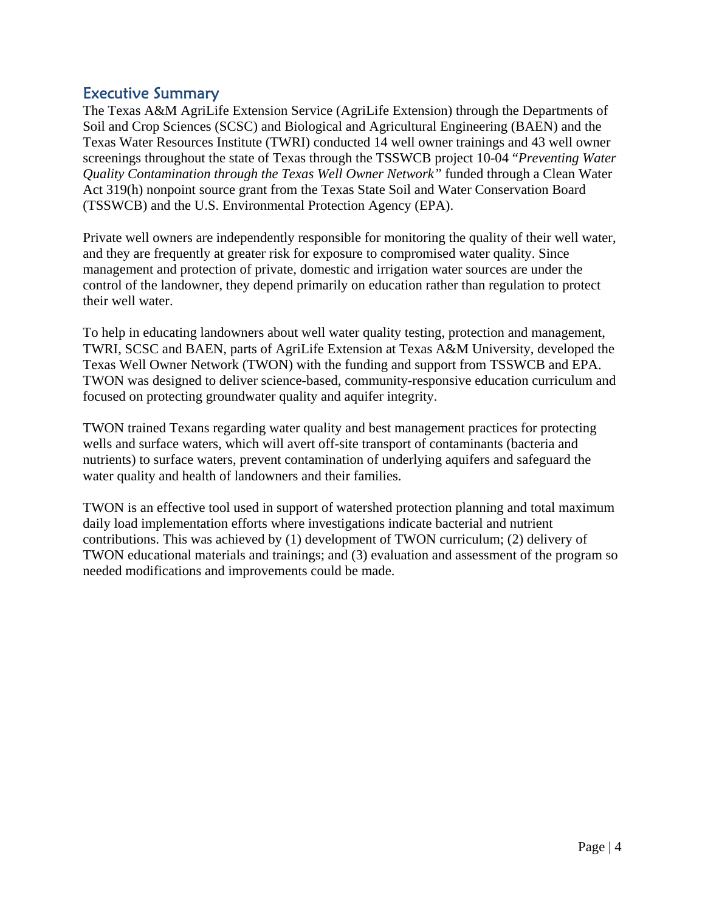## Executive Summary

The Texas A&M AgriLife Extension Service (AgriLife Extension) through the Departments of Soil and Crop Sciences (SCSC) and Biological and Agricultural Engineering (BAEN) and the Texas Water Resources Institute (TWRI) conducted 14 well owner trainings and 43 well owner screenings throughout the state of Texas through the TSSWCB project 10-04 "*Preventing Water Quality Contamination through the Texas Well Owner Network"* funded through a Clean Water Act 319(h) nonpoint source grant from the Texas State Soil and Water Conservation Board (TSSWCB) and the U.S. Environmental Protection Agency (EPA).

Private well owners are independently responsible for monitoring the quality of their well water, and they are frequently at greater risk for exposure to compromised water quality. Since management and protection of private, domestic and irrigation water sources are under the control of the landowner, they depend primarily on education rather than regulation to protect their well water.

To help in educating landowners about well water quality testing, protection and management, TWRI, SCSC and BAEN, parts of AgriLife Extension at Texas A&M University, developed the Texas Well Owner Network (TWON) with the funding and support from TSSWCB and EPA. TWON was designed to deliver science-based, community-responsive education curriculum and focused on protecting groundwater quality and aquifer integrity.

TWON trained Texans regarding water quality and best management practices for protecting wells and surface waters, which will avert off-site transport of contaminants (bacteria and nutrients) to surface waters, prevent contamination of underlying aquifers and safeguard the water quality and health of landowners and their families.

TWON is an effective tool used in support of watershed protection planning and total maximum daily load implementation efforts where investigations indicate bacterial and nutrient contributions. This was achieved by (1) development of TWON curriculum; (2) delivery of TWON educational materials and trainings; and (3) evaluation and assessment of the program so needed modifications and improvements could be made.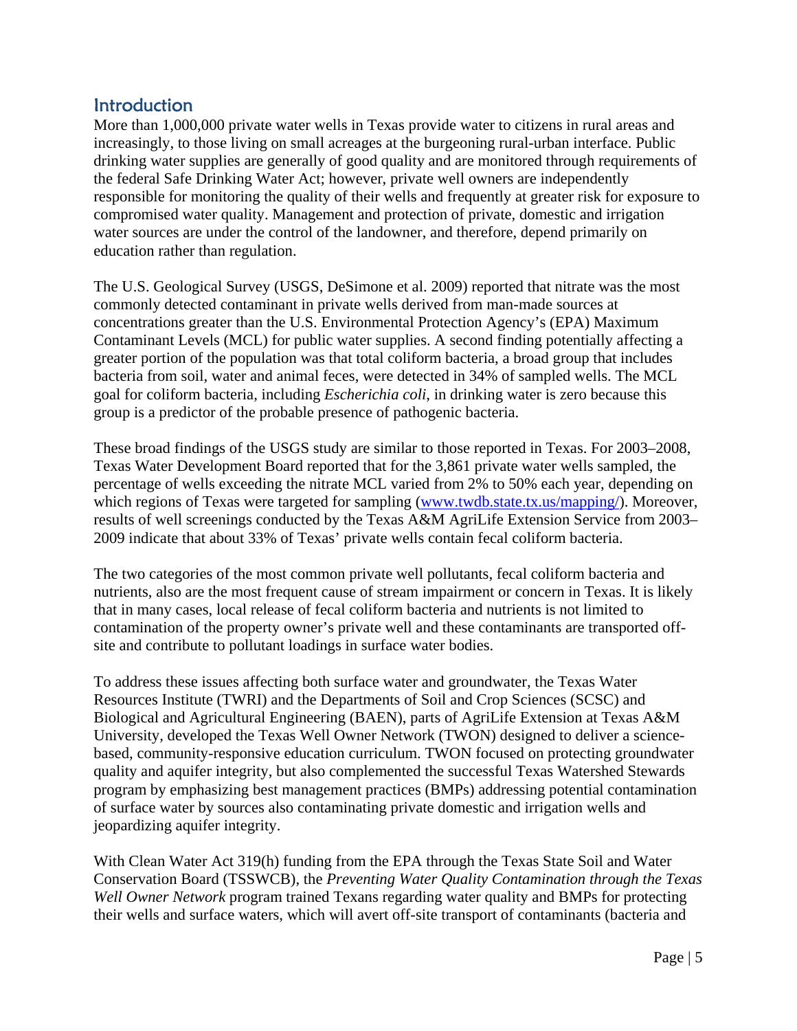## Introduction

More than 1,000,000 private water wells in Texas provide water to citizens in rural areas and increasingly, to those living on small acreages at the burgeoning rural-urban interface. Public drinking water supplies are generally of good quality and are monitored through requirements of the federal Safe Drinking Water Act; however, private well owners are independently responsible for monitoring the quality of their wells and frequently at greater risk for exposure to compromised water quality. Management and protection of private, domestic and irrigation water sources are under the control of the landowner, and therefore, depend primarily on education rather than regulation.

The U.S. Geological Survey (USGS, DeSimone et al. 2009) reported that nitrate was the most commonly detected contaminant in private wells derived from man-made sources at concentrations greater than the U.S. Environmental Protection Agency's (EPA) Maximum Contaminant Levels (MCL) for public water supplies. A second finding potentially affecting a greater portion of the population was that total coliform bacteria, a broad group that includes bacteria from soil, water and animal feces, were detected in 34% of sampled wells. The MCL goal for coliform bacteria, including *Escherichia coli*, in drinking water is zero because this group is a predictor of the probable presence of pathogenic bacteria.

These broad findings of the USGS study are similar to those reported in Texas. For 2003–2008, Texas Water Development Board reported that for the 3,861 private water wells sampled, the percentage of wells exceeding the nitrate MCL varied from 2% to 50% each year, depending on which regions of Texas were targeted for sampling (www.twdb.state.tx.us/mapping/). Moreover, results of well screenings conducted by the Texas A&M AgriLife Extension Service from 2003–2009 indicate that about 33% of Texas' private wells contain fecal coliform bacteria.

The two categories of the most common private well pollutants, fecal coliform bacteria and nutrients, also are the most frequent cause of stream impairment or concern in Texas. It is likely that in many cases, local release of fecal coliform bacteria and nutrients is not limited to contamination of the property owner's private well and these contaminants are transported off-site and contribute to pollutant loadings in surface water bodies.

To address these issues affecting both surface water and groundwater, the Texas Water Resources Institute (TWRI) and the Departments of Soil and Crop Sciences (SCSC) and Biological and Agricultural Engineering (BAEN), parts of AgriLife Extension at Texas A&M University, developed the Texas Well Owner Network (TWON) designed to deliver a science-based, community-responsive education curriculum. TWON focused on protecting groundwater quality and aquifer integrity, but also complemented the successful Texas Watershed Stewards program by emphasizing best management practices (BMPs) addressing potential contamination of surface water by sources also contaminating private domestic and irrigation wells and jeopardizing aquifer integrity.

With Clean Water Act 319(h) funding from the EPA through the Texas State Soil and Water Conservation Board (TSSWCB), the *Preventing Water Quality Contamination through the Texas Well Owner Network* program trained Texans regarding water quality and BMPs for protecting their wells and surface waters, which will avert off-site transport of contaminants (bacteria and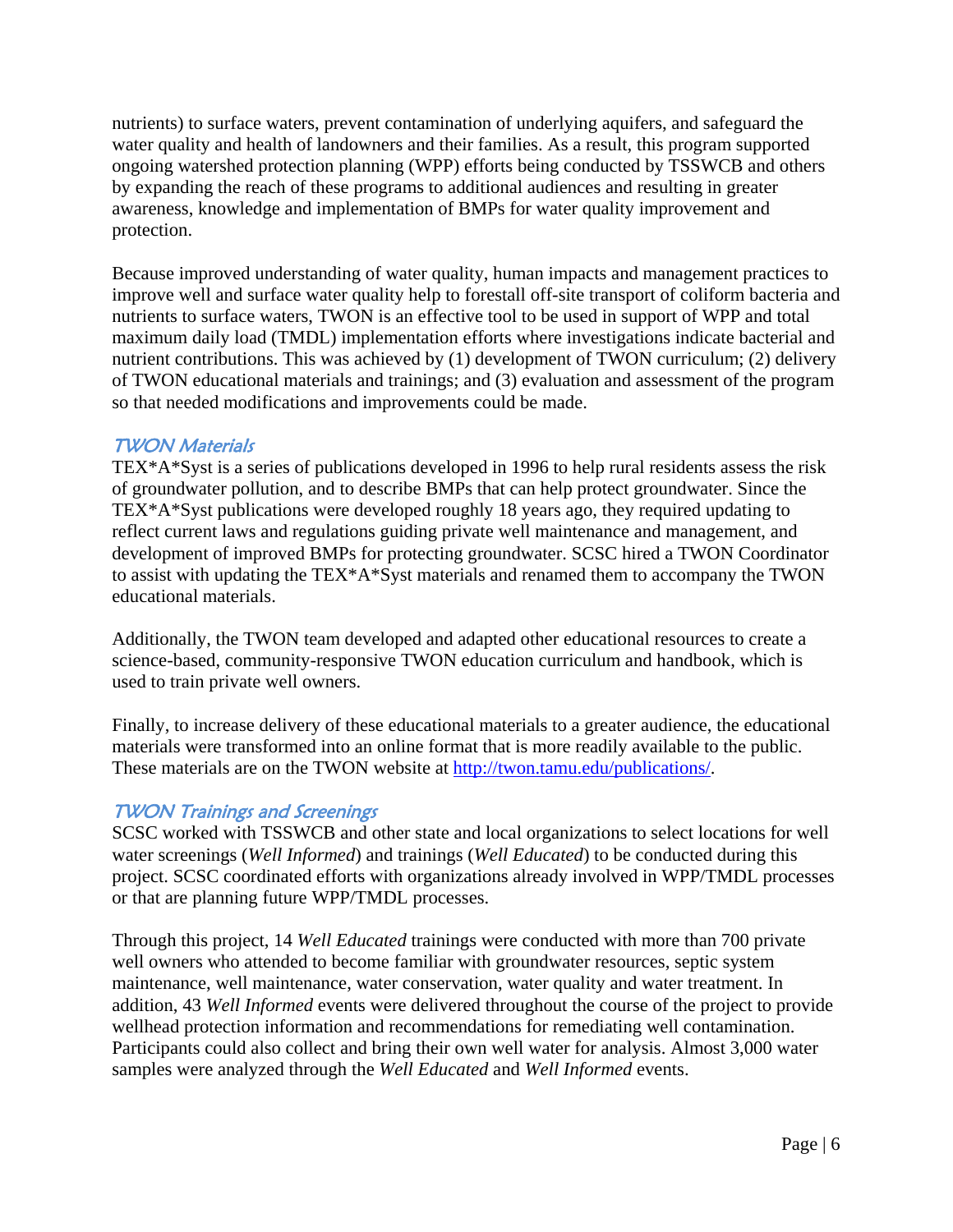nutrients) to surface waters, prevent contamination of underlying aquifers, and safeguard the water quality and health of landowners and their families. As a result, this program supported ongoing watershed protection planning (WPP) efforts being conducted by TSSWCB and others by expanding the reach of these programs to additional audiences and resulting in greater awareness, knowledge and implementation of BMPs for water quality improvement and protection.

Because improved understanding of water quality, human impacts and management practices to improve well and surface water quality help to forestall off-site transport of coliform bacteria and nutrients to surface waters, TWON is an effective tool to be used in support of WPP and total maximum daily load (TMDL) implementation efforts where investigations indicate bacterial and nutrient contributions. This was achieved by (1) development of TWON curriculum; (2) delivery of TWON educational materials and trainings; and (3) evaluation and assessment of the program so that needed modifications and improvements could be made.

### TWON Materials

TEX*A*Syst is a series of publications developed in 1996 to help rural residents assess the risk of groundwater pollution, and to describe BMPs that can help protect groundwater. Since the TEX*A*Syst publications were developed roughly 18 years ago, they required updating to reflect current laws and regulations guiding private well maintenance and management, and development of improved BMPs for protecting groundwater. SCSC hired a TWON Coordinator to assist with updating the TEX*A*Syst materials and renamed them to accompany the TWON educational materials.

Additionally, the TWON team developed and adapted other educational resources to create a science-based, community-responsive TWON education curriculum and handbook, which is used to train private well owners.

Finally, to increase delivery of these educational materials to a greater audience, the educational materials were transformed into an online format that is more readily available to the public. These materials are on the TWON website at http://twon.tamu.edu/publications/.

### TWON Trainings and Screenings

SCSC worked with TSSWCB and other state and local organizations to select locations for well water screenings (*Well Informed*) and trainings (*Well Educated*) to be conducted during this project. SCSC coordinated efforts with organizations already involved in WPP/TMDL processes or that are planning future WPP/TMDL processes.

Through this project, 14 *Well Educated* trainings were conducted with more than 700 private well owners who attended to become familiar with groundwater resources, septic system maintenance, well maintenance, water conservation, water quality and water treatment. In addition, 43 *Well Informed* events were delivered throughout the course of the project to provide wellhead protection information and recommendations for remediating well contamination. Participants could also collect and bring their own well water for analysis. Almost 3,000 water samples were analyzed through the *Well Educated* and *Well Informed* events.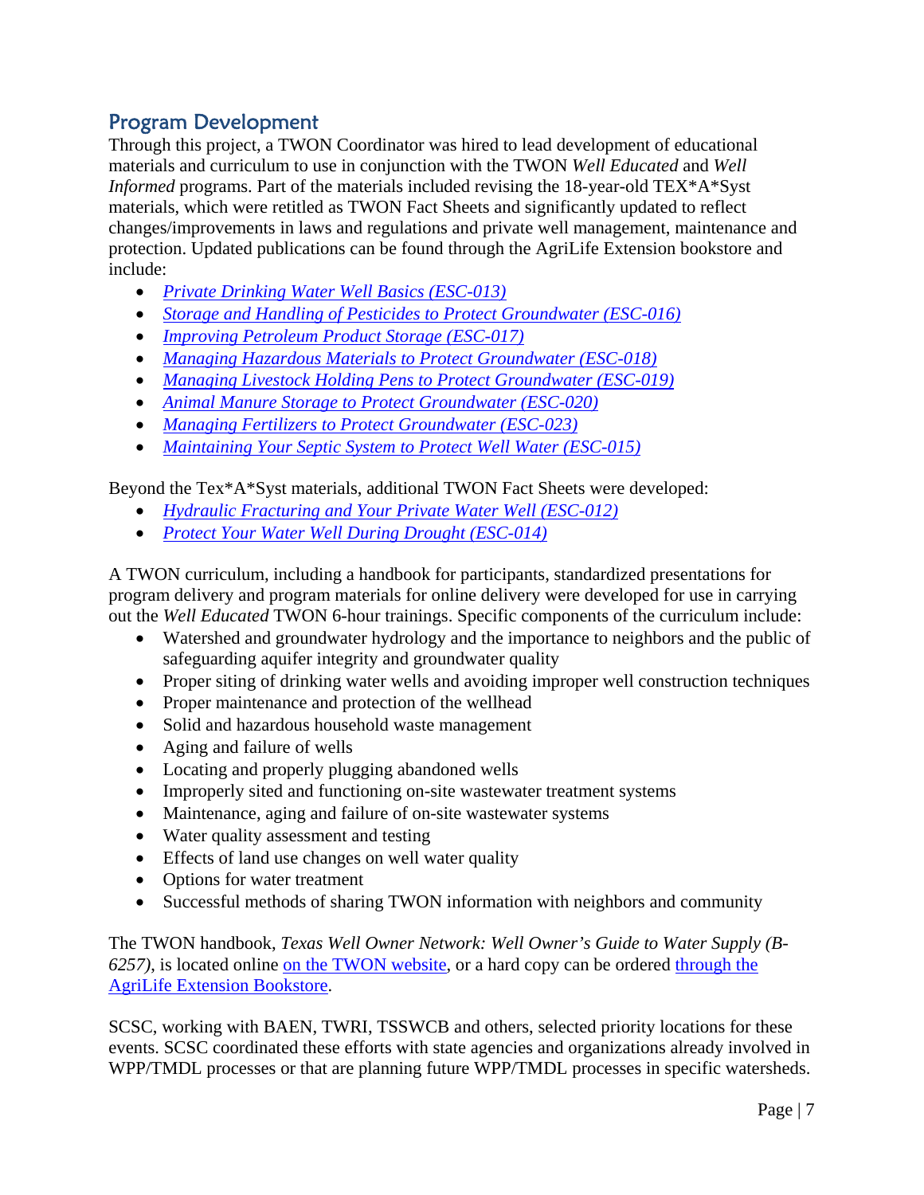## Program Development

Through this project, a TWON Coordinator was hired to lead development of educational materials and curriculum to use in conjunction with the TWON *Well Educated* and *Well Informed* programs. Part of the materials included revising the 18-year-old TEX*A*Syst materials, which were retitled as TWON Fact Sheets and significantly updated to reflect changes/improvements in laws and regulations and private well management, maintenance and protection. Updated publications can be found through the AgriLife Extension bookstore and include:

- *Private Drinking Water Well Basics (ESC-013)*
- *Storage and Handling of Pesticides to Protect Groundwater (ESC-016)*
- *Improving Petroleum Product Storage (ESC-017)*
- *Managing Hazardous Materials to Protect Groundwater (ESC-018)*
- *Managing Livestock Holding Pens to Protect Groundwater (ESC-019)*
- *Animal Manure Storage to Protect Groundwater (ESC-020)*
- *Managing Fertilizers to Protect Groundwater (ESC-023)*
- *Maintaining Your Septic System to Protect Well Water (ESC-015)*

Beyond the Tex*A*Syst materials, additional TWON Fact Sheets were developed:

- *Hydraulic Fracturing and Your Private Water Well (ESC-012)*
- *Protect Your Water Well During Drought (ESC-014)*

A TWON curriculum, including a handbook for participants, standardized presentations for program delivery and program materials for online delivery were developed for use in carrying out the *Well Educated* TWON 6-hour trainings. Specific components of the curriculum include:

- Watershed and groundwater hydrology and the importance to neighbors and the public of safeguarding aquifer integrity and groundwater quality
- Proper siting of drinking water wells and avoiding improper well construction techniques
- Proper maintenance and protection of the wellhead
- Solid and hazardous household waste management
- Aging and failure of wells
- Locating and properly plugging abandoned wells
- Improperly sited and functioning on-site wastewater treatment systems
- Maintenance, aging and failure of on-site wastewater systems
- Water quality assessment and testing
- Effects of land use changes on well water quality
- Options for water treatment
- Successful methods of sharing TWON information with neighbors and community

The TWON handbook, *Texas Well Owner Network: Well Owner's Guide to Water Supply (B-6257)*, is located online on the TWON website, or a hard copy can be ordered through the AgriLife Extension Bookstore.

SCSC, working with BAEN, TWRI, TSSWCB and others, selected priority locations for these events. SCSC coordinated these efforts with state agencies and organizations already involved in WPP/TMDL processes or that are planning future WPP/TMDL processes in specific watersheds.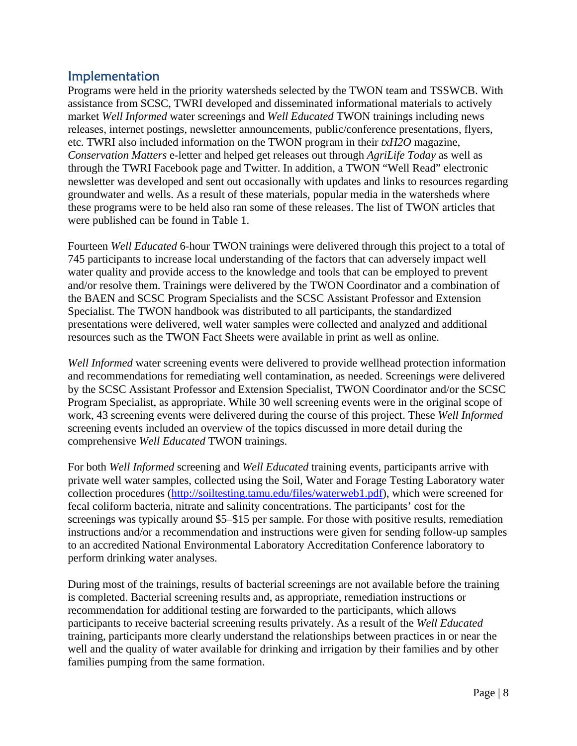## Implementation

Programs were held in the priority watersheds selected by the TWON team and TSSWCB. With assistance from SCSC, TWRI developed and disseminated informational materials to actively market *Well Informed* water screenings and *Well Educated* TWON trainings including news releases, internet postings, newsletter announcements, public/conference presentations, flyers, etc. TWRI also included information on the TWON program in their *txH2O* magazine, *Conservation Matters* e-letter and helped get releases out through *AgriLife Today* as well as through the TWRI Facebook page and Twitter. In addition, a TWON "Well Read" electronic newsletter was developed and sent out occasionally with updates and links to resources regarding groundwater and wells. As a result of these materials, popular media in the watersheds where these programs were to be held also ran some of these releases. The list of TWON articles that were published can be found in Table 1.

Fourteen *Well Educated* 6-hour TWON trainings were delivered through this project to a total of 745 participants to increase local understanding of the factors that can adversely impact well water quality and provide access to the knowledge and tools that can be employed to prevent and/or resolve them. Trainings were delivered by the TWON Coordinator and a combination of the BAEN and SCSC Program Specialists and the SCSC Assistant Professor and Extension Specialist. The TWON handbook was distributed to all participants, the standardized presentations were delivered, well water samples were collected and analyzed and additional resources such as the TWON Fact Sheets were available in print as well as online.

*Well Informed* water screening events were delivered to provide wellhead protection information and recommendations for remediating well contamination, as needed. Screenings were delivered by the SCSC Assistant Professor and Extension Specialist, TWON Coordinator and/or the SCSC Program Specialist, as appropriate. While 30 well screening events were in the original scope of work, 43 screening events were delivered during the course of this project. These *Well Informed* screening events included an overview of the topics discussed in more detail during the comprehensive *Well Educated* TWON trainings.

For both *Well Informed* screening and *Well Educated* training events, participants arrive with private well water samples, collected using the Soil, Water and Forage Testing Laboratory water collection procedures (http://soiltesting.tamu.edu/files/waterweb1.pdf), which were screened for fecal coliform bacteria, nitrate and salinity concentrations. The participants' cost for the screenings was typically around \$5–\$15 per sample. For those with positive results, remediation instructions and/or a recommendation and instructions were given for sending follow-up samples to an accredited National Environmental Laboratory Accreditation Conference laboratory to perform drinking water analyses.

During most of the trainings, results of bacterial screenings are not available before the training is completed. Bacterial screening results and, as appropriate, remediation instructions or recommendation for additional testing are forwarded to the participants, which allows participants to receive bacterial screening results privately. As a result of the *Well Educated* training, participants more clearly understand the relationships between practices in or near the well and the quality of water available for drinking and irrigation by their families and by other families pumping from the same formation.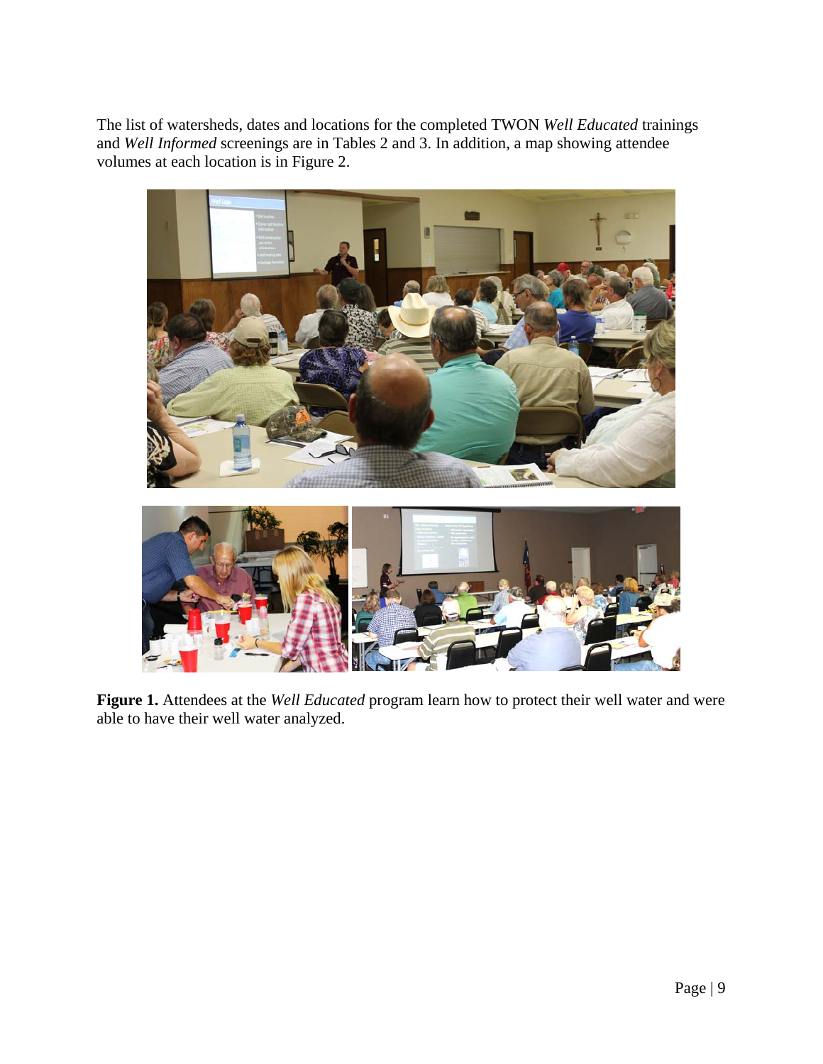The list of watersheds, dates and locations for the completed TWON *Well Educated* trainings and *Well Informed* screenings are in Tables 2 and 3. In addition, a map showing attendee volumes at each location is in Figure 2.

**Figure 1.** Attendees at the *Well Educated* program learn how to protect their well water and were able to have their well water analyzed.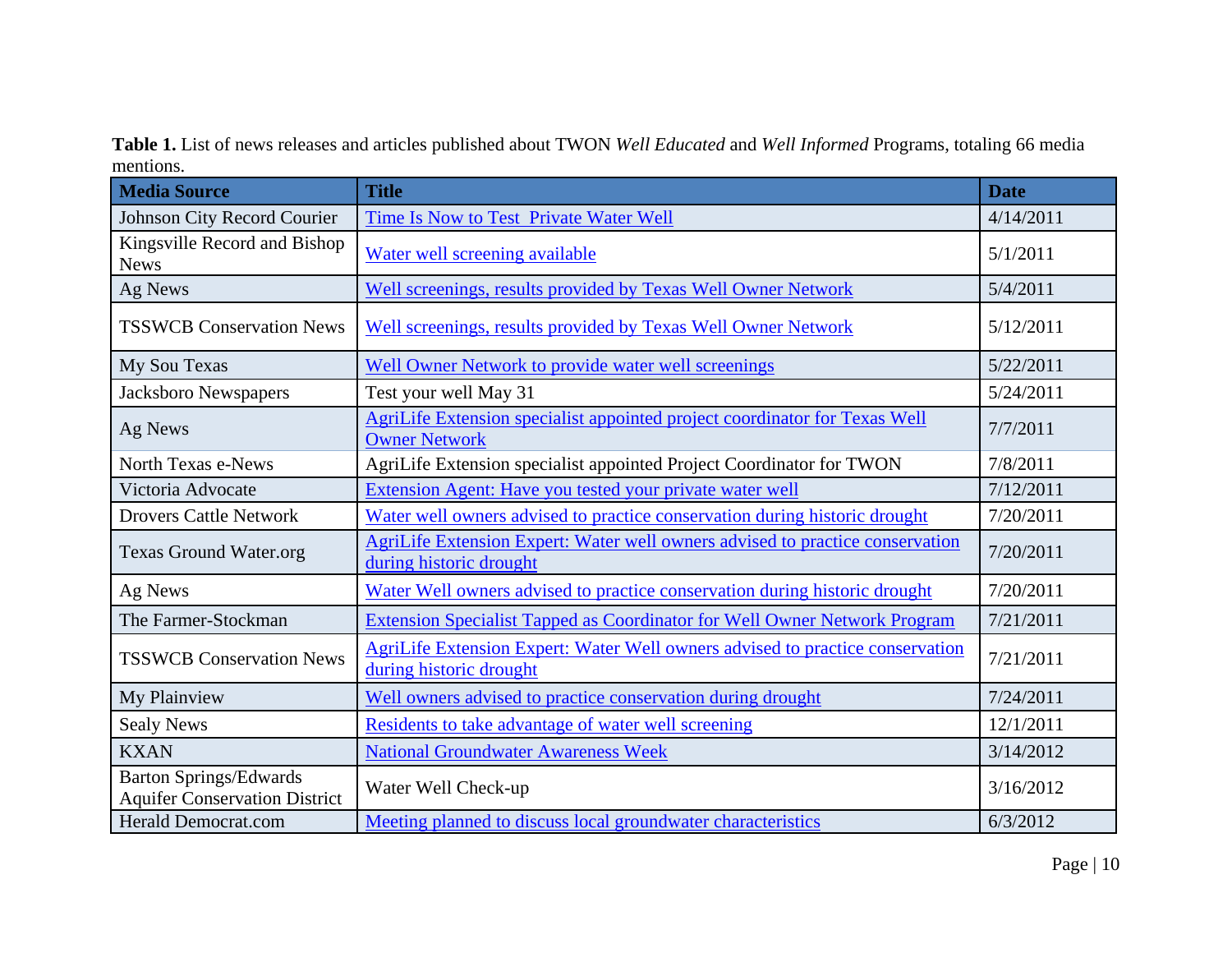**Table 1.** List of news releases and articles published about TWON *Well Educated* and *Well Informed* Programs, totaling 66 media mentions.

| Media Source | Title | Date |
| --- | --- | --- |
| Johnson City Record Courier | Time Is Now to Test  Private Water Well | 4/14/2011 |
| Kingsville Record and Bishop News | Water well screening available | 5/1/2011 |
| Ag News | Well screenings, results provided by Texas Well Owner Network | 5/4/2011 |
| TSSWCB Conservation News | Well screenings, results provided by Texas Well Owner Network | 5/12/2011 |
| My Sou Texas | Well Owner Network to provide water well screenings | 5/22/2011 |
| Jacksboro Newspapers | Test your well May 31 | 5/24/2011 |
| Ag News | AgriLife Extension specialist appointed project coordinator for Texas Well Owner Network | 7/7/2011 |
| North Texas e-News | AgriLife Extension specialist appointed Project Coordinator for TWON | 7/8/2011 |
| Victoria Advocate | Extension Agent: Have you tested your private water well | 7/12/2011 |
| Drovers Cattle Network | Water well owners advised to practice conservation during historic drought | 7/20/2011 |
| Texas Ground Water.org | AgriLife Extension Expert: Water well owners advised to practice conservation during historic drought | 7/20/2011 |
| Ag News | Water Well owners advised to practice conservation during historic drought | 7/20/2011 |
| The Farmer-Stockman | Extension Specialist Tapped as Coordinator for Well Owner Network Program | 7/21/2011 |
| TSSWCB Conservation News | AgriLife Extension Expert: Water Well owners advised to practice conservation during historic drought | 7/21/2011 |
| My Plainview | Well owners advised to practice conservation during drought | 7/24/2011 |
| Sealy News | Residents to take advantage of water well screening | 12/1/2011 |
| KXAN | National Groundwater Awareness Week | 3/14/2012 |
| Barton Springs/Edwards Aquifer Conservation District | Water Well Check-up | 3/16/2012 |
| Herald Democrat.com | Meeting planned to discuss local groundwater characteristics | 6/3/2012 |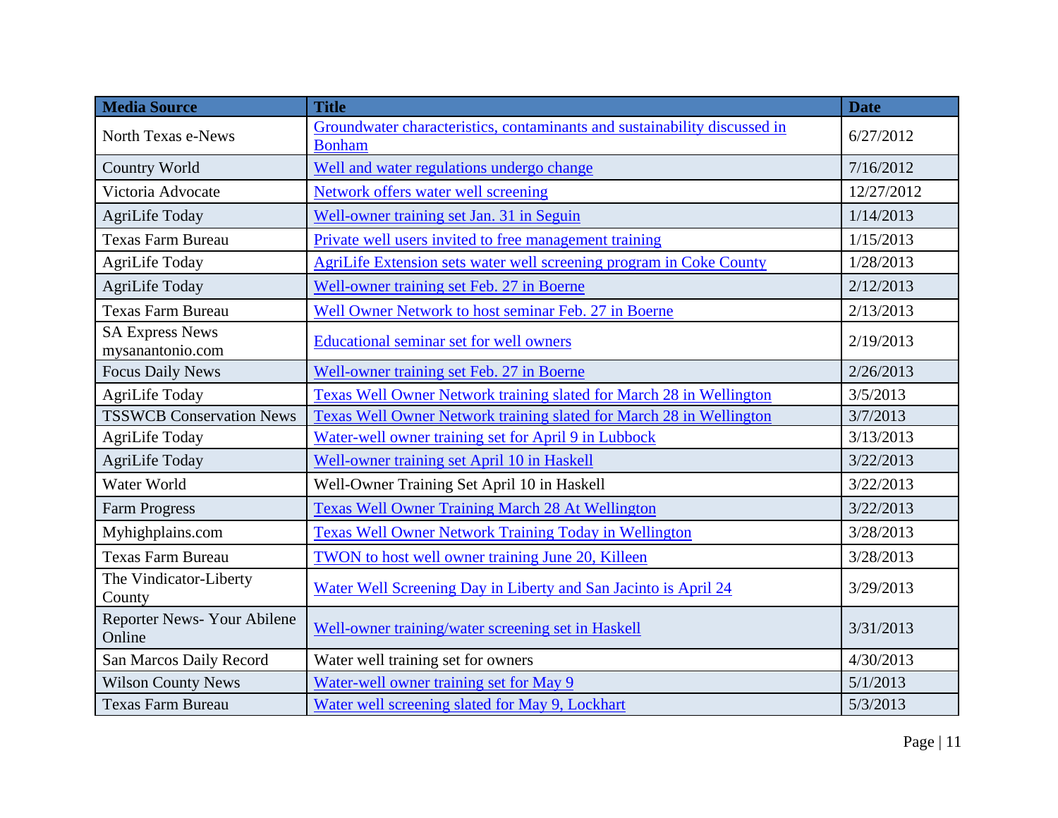| Media Source | Title | Date |
|---|---|---|
| North Texas e-News | Groundwater characteristics, contaminants and sustainability discussed in Bonham | 6/27/2012 |
| Country World | Well and water regulations undergo change | 7/16/2012 |
| Victoria Advocate | Network offers water well screening | 12/27/2012 |
| AgriLife Today | Well-owner training set Jan. 31 in Seguin | 1/14/2013 |
| Texas Farm Bureau | Private well users invited to free management training | 1/15/2013 |
| AgriLife Today | AgriLife Extension sets water well screening program in Coke County | 1/28/2013 |
| AgriLife Today | Well-owner training set Feb. 27 in Boerne | 2/12/2013 |
| Texas Farm Bureau | Well Owner Network to host seminar Feb. 27 in Boerne | 2/13/2013 |
| SA Express News mysanantonio.com | Educational seminar set for well owners | 2/19/2013 |
| Focus Daily News | Well-owner training set Feb. 27 in Boerne | 2/26/2013 |
| AgriLife Today | Texas Well Owner Network training slated for March 28 in Wellington | 3/5/2013 |
| TSSWCB Conservation News | Texas Well Owner Network training slated for March 28 in Wellington | 3/7/2013 |
| AgriLife Today | Water-well owner training set for April 9 in Lubbock | 3/13/2013 |
| AgriLife Today | Well-owner training set April 10 in Haskell | 3/22/2013 |
| Water World | Well-Owner Training Set April 10 in Haskell | 3/22/2013 |
| Farm Progress | Texas Well Owner Training March 28 At Wellington | 3/22/2013 |
| Myhighplains.com | Texas Well Owner Network Training Today in Wellington | 3/28/2013 |
| Texas Farm Bureau | TWON to host well owner training June 20, Killeen | 3/28/2013 |
| The Vindicator-Liberty County | Water Well Screening Day in Liberty and San Jacinto is April 24 | 3/29/2013 |
| Reporter News- Your Abilene Online | Well-owner training/water screening set in Haskell | 3/31/2013 |
| San Marcos Daily Record | Water well training set for owners | 4/30/2013 |
| Wilson County News | Water-well owner training set for May 9 | 5/1/2013 |
| Texas Farm Bureau | Water well screening slated for May 9, Lockhart | 5/3/2013 |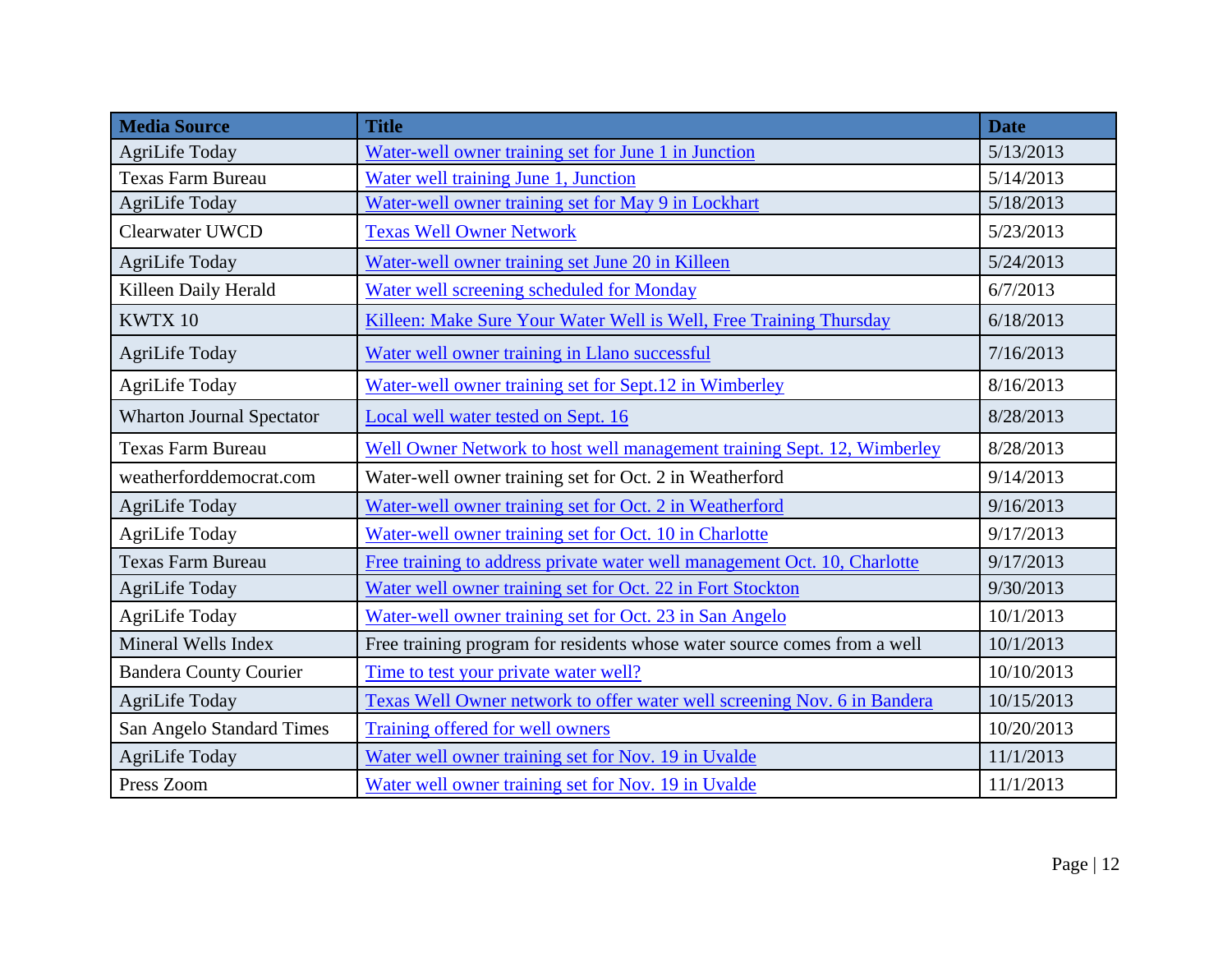| Media Source | Title | Date |
|---|---|---|
| AgriLife Today | Water-well owner training set for June 1 in Junction | 5/13/2013 |
| Texas Farm Bureau | Water well training June 1, Junction | 5/14/2013 |
| AgriLife Today | Water-well owner training set for May 9 in Lockhart | 5/18/2013 |
| Clearwater UWCD | Texas Well Owner Network | 5/23/2013 |
| AgriLife Today | Water-well owner training set June 20 in Killeen | 5/24/2013 |
| Killeen Daily Herald | Water well screening scheduled for Monday | 6/7/2013 |
| KWTX 10 | Killeen: Make Sure Your Water Well is Well, Free Training Thursday | 6/18/2013 |
| AgriLife Today | Water well owner training in Llano successful | 7/16/2013 |
| AgriLife Today | Water-well owner training set for Sept.12 in Wimberley | 8/16/2013 |
| Wharton Journal Spectator | Local well water tested on Sept. 16 | 8/28/2013 |
| Texas Farm Bureau | Well Owner Network to host well management training Sept. 12, Wimberley | 8/28/2013 |
| weatherforddemocrat.com | Water-well owner training set for Oct. 2 in Weatherford | 9/14/2013 |
| AgriLife Today | Water-well owner training set for Oct. 2 in Weatherford | 9/16/2013 |
| AgriLife Today | Water-well owner training set for Oct. 10 in Charlotte | 9/17/2013 |
| Texas Farm Bureau | Free training to address private water well management Oct. 10, Charlotte | 9/17/2013 |
| AgriLife Today | Water well owner training set for Oct. 22 in Fort Stockton | 9/30/2013 |
| AgriLife Today | Water-well owner training set for Oct. 23 in San Angelo | 10/1/2013 |
| Mineral Wells Index | Free training program for residents whose water source comes from a well | 10/1/2013 |
| Bandera County Courier | Time to test your private water well? | 10/10/2013 |
| AgriLife Today | Texas Well Owner network to offer water well screening Nov. 6 in Bandera | 10/15/2013 |
| San Angelo Standard Times | Training offered for well owners | 10/20/2013 |
| AgriLife Today | Water well owner training set for Nov. 19 in Uvalde | 11/1/2013 |
| Press Zoom | Water well owner training set for Nov. 19 in Uvalde | 11/1/2013 |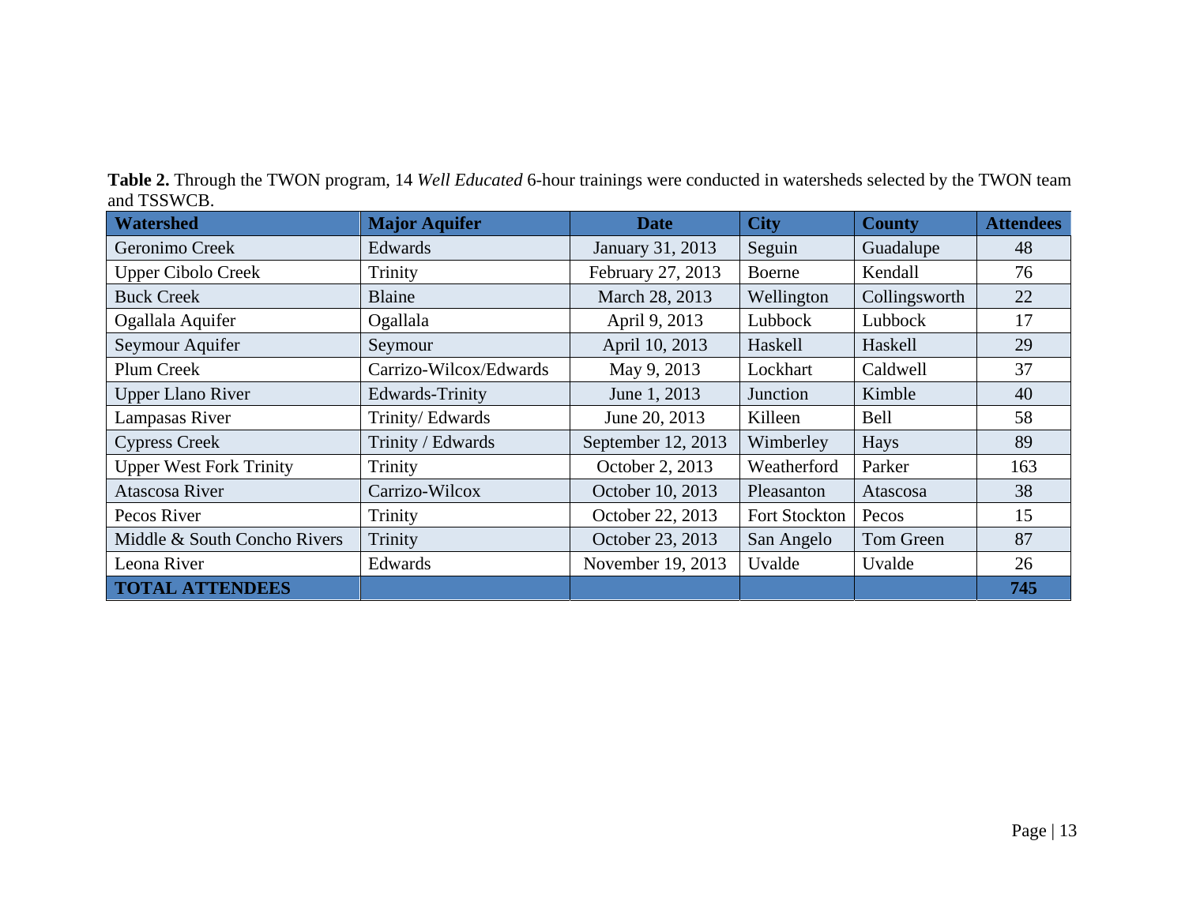**Table 2.** Through the TWON program, 14 *Well Educated* 6-hour trainings were conducted in watersheds selected by the TWON team and TSSWCB.

| Watershed | Major Aquifer | Date | City | County | Attendees |
|---|---|---|---|---|---|
| Geronimo Creek | Edwards | January 31, 2013 | Seguin | Guadalupe | 48 |
| Upper Cibolo Creek | Trinity | February 27, 2013 | Boerne | Kendall | 76 |
| Buck Creek | Blaine | March 28, 2013 | Wellington | Collingsworth | 22 |
| Ogallala Aquifer | Ogallala | April 9, 2013 | Lubbock | Lubbock | 17 |
| Seymour Aquifer | Seymour | April 10, 2013 | Haskell | Haskell | 29 |
| Plum Creek | Carrizo-Wilcox/Edwards | May 9, 2013 | Lockhart | Caldwell | 37 |
| Upper Llano River | Edwards-Trinity | June 1, 2013 | Junction | Kimble | 40 |
| Lampasas River | Trinity/ Edwards | June 20, 2013 | Killeen | Bell | 58 |
| Cypress Creek | Trinity / Edwards | September 12, 2013 | Wimberley | Hays | 89 |
| Upper West Fork Trinity | Trinity | October 2, 2013 | Weatherford | Parker | 163 |
| Atascosa River | Carrizo-Wilcox | October 10, 2013 | Pleasanton | Atascosa | 38 |
| Pecos River | Trinity | October 22, 2013 | Fort Stockton | Pecos | 15 |
| Middle & South Concho Rivers | Trinity | October 23, 2013 | San Angelo | Tom Green | 87 |
| Leona River | Edwards | November 19, 2013 | Uvalde | Uvalde | 26 |
| **TOTAL ATTENDEES** | | | | | **745** |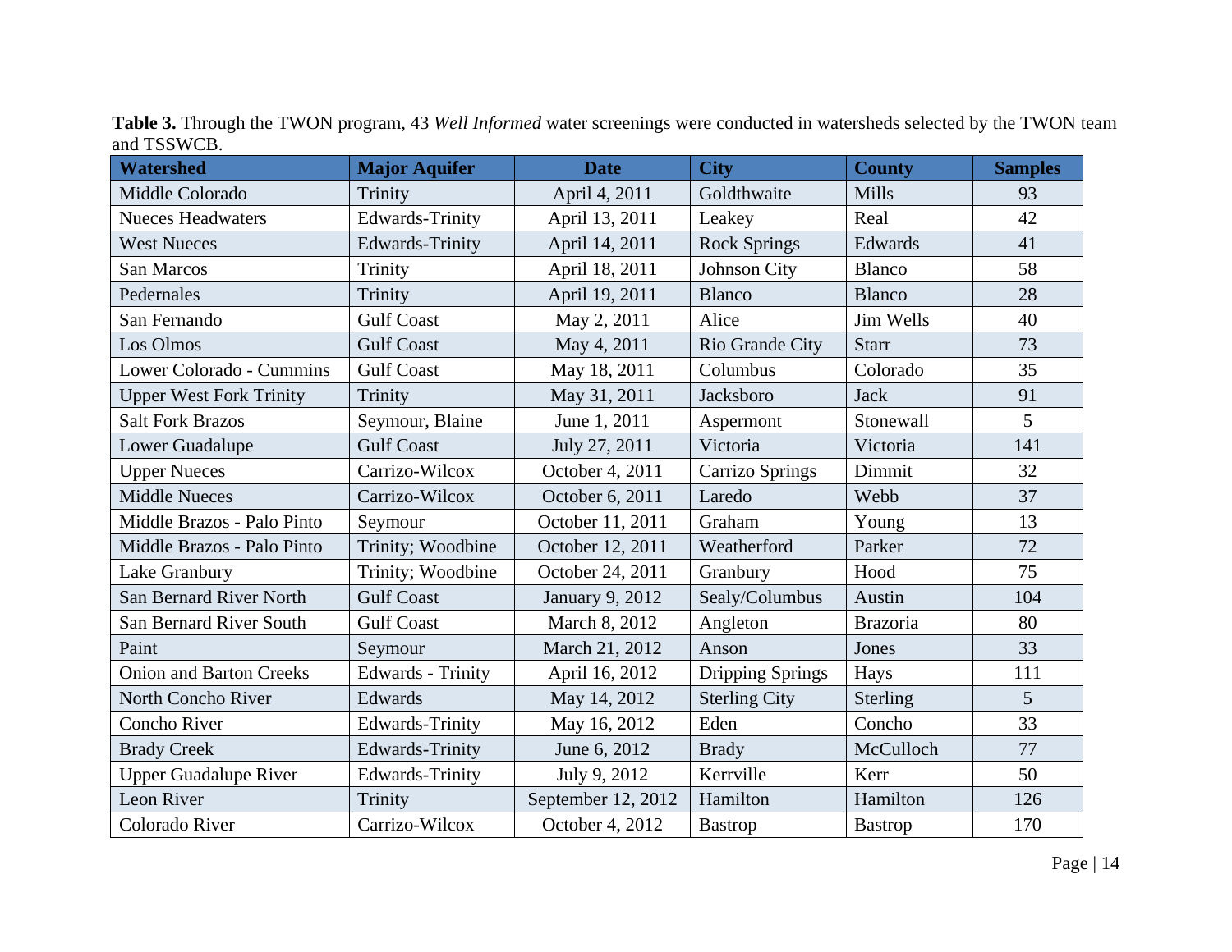**Table 3.** Through the TWON program, 43 *Well Informed* water screenings were conducted in watersheds selected by the TWON team and TSSWCB.

| Watershed | Major Aquifer | Date | City | County | Samples |
|---|---|---|---|---|---|
| Middle Colorado | Trinity | April 4, 2011 | Goldthwaite | Mills | 93 |
| Nueces Headwaters | Edwards-Trinity | April 13, 2011 | Leakey | Real | 42 |
| West Nueces | Edwards-Trinity | April 14, 2011 | Rock Springs | Edwards | 41 |
| San Marcos | Trinity | April 18, 2011 | Johnson City | Blanco | 58 |
| Pedernales | Trinity | April 19, 2011 | Blanco | Blanco | 28 |
| San Fernando | Gulf Coast | May 2, 2011 | Alice | Jim Wells | 40 |
| Los Olmos | Gulf Coast | May 4, 2011 | Rio Grande City | Starr | 73 |
| Lower Colorado - Cummins | Gulf Coast | May 18, 2011 | Columbus | Colorado | 35 |
| Upper West Fork Trinity | Trinity | May 31, 2011 | Jacksboro | Jack | 91 |
| Salt Fork Brazos | Seymour, Blaine | June 1, 2011 | Aspermont | Stonewall | 5 |
| Lower Guadalupe | Gulf Coast | July 27, 2011 | Victoria | Victoria | 141 |
| Upper Nueces | Carrizo-Wilcox | October 4, 2011 | Carrizo Springs | Dimmit | 32 |
| Middle Nueces | Carrizo-Wilcox | October 6, 2011 | Laredo | Webb | 37 |
| Middle Brazos - Palo Pinto | Seymour | October 11, 2011 | Graham | Young | 13 |
| Middle Brazos - Palo Pinto | Trinity; Woodbine | October 12, 2011 | Weatherford | Parker | 72 |
| Lake Granbury | Trinity; Woodbine | October 24, 2011 | Granbury | Hood | 75 |
| San Bernard River North | Gulf Coast | January 9, 2012 | Sealy/Columbus | Austin | 104 |
| San Bernard River South | Gulf Coast | March 8, 2012 | Angleton | Brazoria | 80 |
| Paint | Seymour | March 21, 2012 | Anson | Jones | 33 |
| Onion and Barton Creeks | Edwards - Trinity | April 16, 2012 | Dripping Springs | Hays | 111 |
| North Concho River | Edwards | May 14, 2012 | Sterling City | Sterling | 5 |
| Concho River | Edwards-Trinity | May 16, 2012 | Eden | Concho | 33 |
| Brady Creek | Edwards-Trinity | June 6, 2012 | Brady | McCulloch | 77 |
| Upper Guadalupe River | Edwards-Trinity | July 9, 2012 | Kerrville | Kerr | 50 |
| Leon River | Trinity | September 12, 2012 | Hamilton | Hamilton | 126 |
| Colorado River | Carrizo-Wilcox | October 4, 2012 | Bastrop | Bastrop | 170 |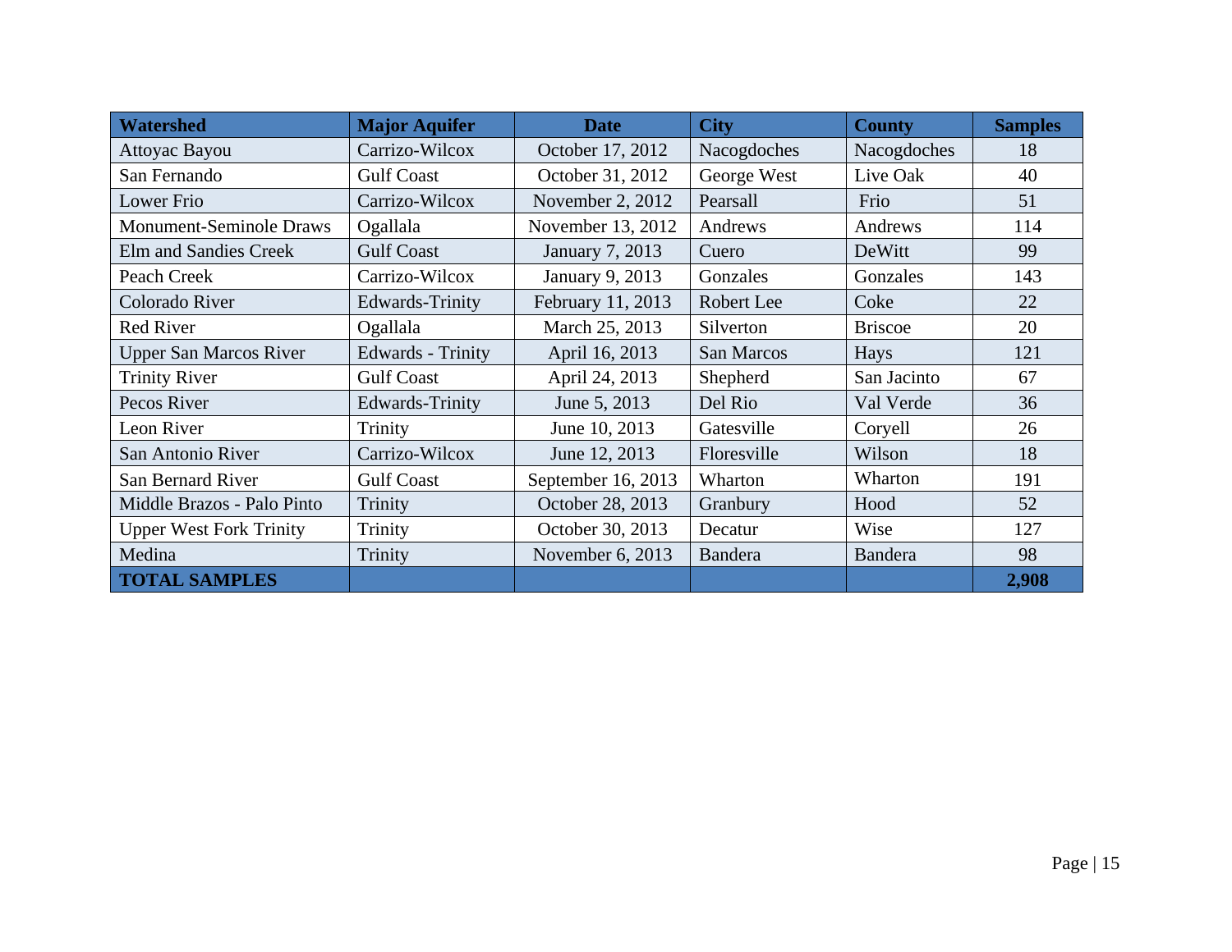| Watershed | Major Aquifer | Date | City | County | Samples |
|---|---|---|---|---|---|
| Attoyac Bayou | Carrizo-Wilcox | October 17, 2012 | Nacogdoches | Nacogdoches | 18 |
| San Fernando | Gulf Coast | October 31, 2012 | George West | Live Oak | 40 |
| Lower Frio | Carrizo-Wilcox | November 2, 2012 | Pearsall | Frio | 51 |
| Monument-Seminole Draws | Ogallala | November 13, 2012 | Andrews | Andrews | 114 |
| Elm and Sandies Creek | Gulf Coast | January 7, 2013 | Cuero | DeWitt | 99 |
| Peach Creek | Carrizo-Wilcox | January 9, 2013 | Gonzales | Gonzales | 143 |
| Colorado River | Edwards-Trinity | February 11, 2013 | Robert Lee | Coke | 22 |
| Red River | Ogallala | March 25, 2013 | Silverton | Briscoe | 20 |
| Upper San Marcos River | Edwards - Trinity | April 16, 2013 | San Marcos | Hays | 121 |
| Trinity River | Gulf Coast | April 24, 2013 | Shepherd | San Jacinto | 67 |
| Pecos River | Edwards-Trinity | June 5, 2013 | Del Rio | Val Verde | 36 |
| Leon River | Trinity | June 10, 2013 | Gatesville | Coryell | 26 |
| San Antonio River | Carrizo-Wilcox | June 12, 2013 | Floresville | Wilson | 18 |
| San Bernard River | Gulf Coast | September 16, 2013 | Wharton | Wharton | 191 |
| Middle Brazos - Palo Pinto | Trinity | October 28, 2013 | Granbury | Hood | 52 |
| Upper West Fork Trinity | Trinity | October 30, 2013 | Decatur | Wise | 127 |
| Medina | Trinity | November 6, 2013 | Bandera | Bandera | 98 |
| **TOTAL SAMPLES** | | | | | **2,908** |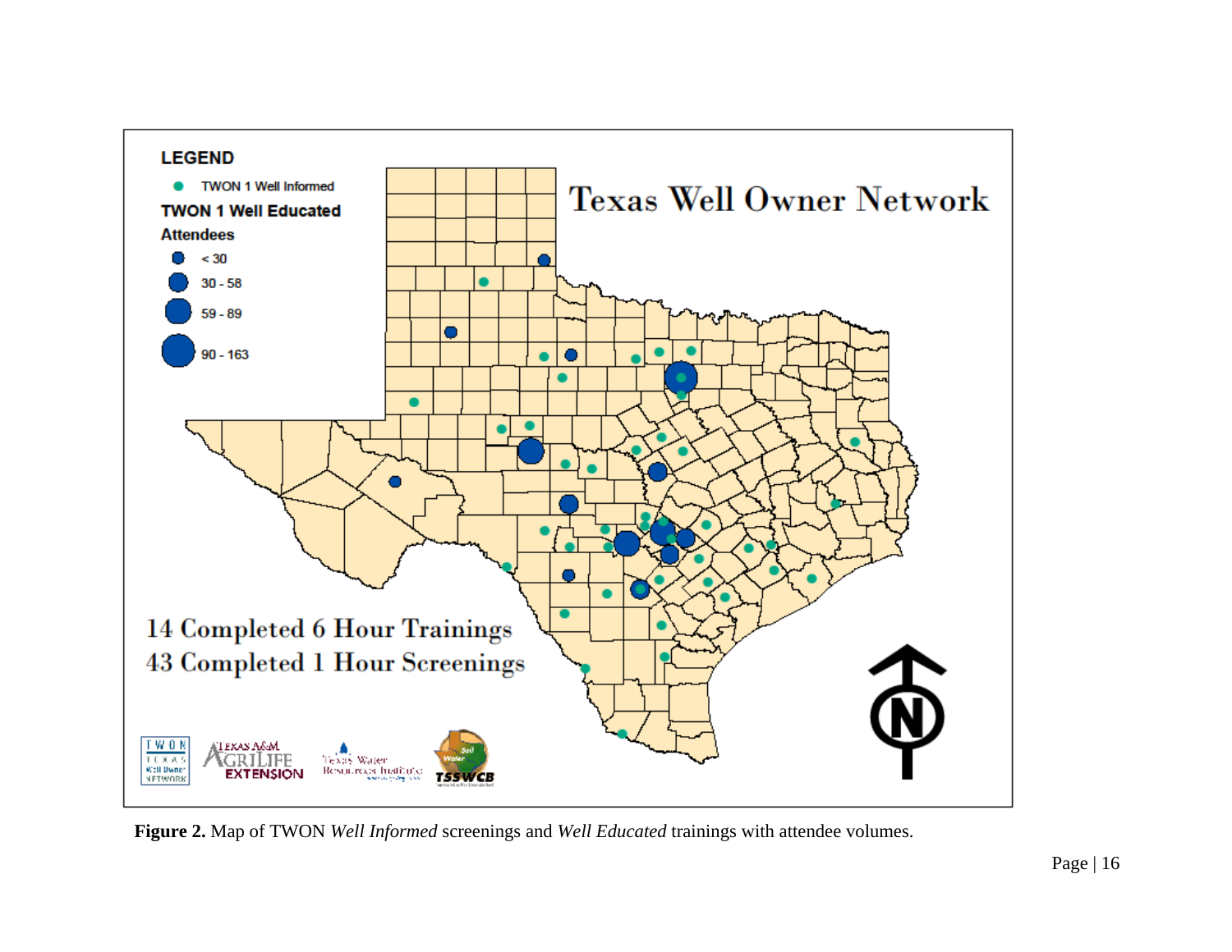**Figure 2.** Map of TWON *Well Informed* screenings and *Well Educated* trainings with attendee volumes.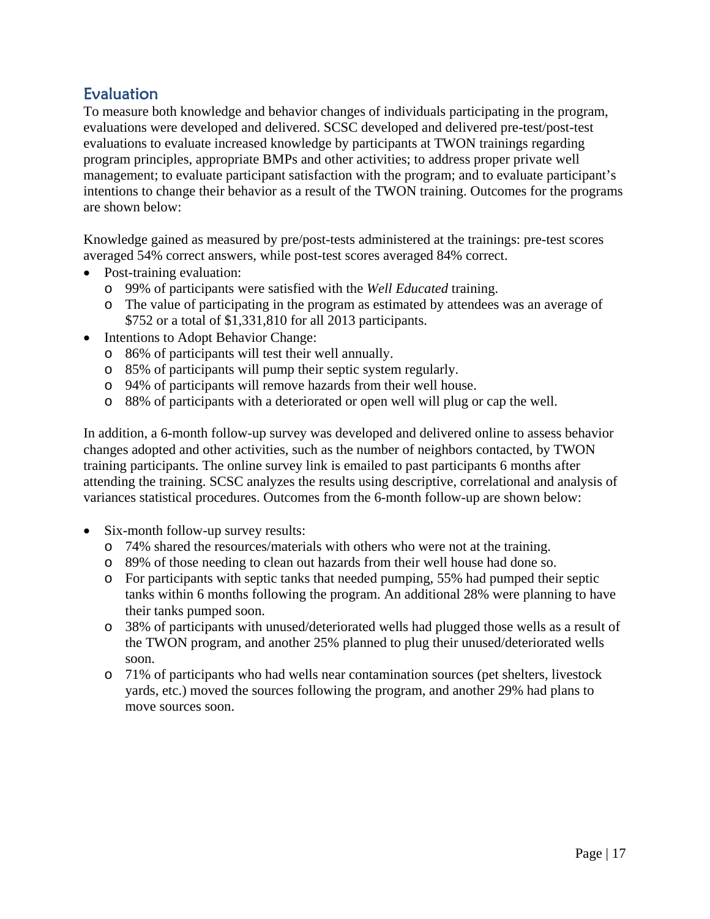## Evaluation

To measure both knowledge and behavior changes of individuals participating in the program, evaluations were developed and delivered. SCSC developed and delivered pre-test/post-test evaluations to evaluate increased knowledge by participants at TWON trainings regarding program principles, appropriate BMPs and other activities; to address proper private well management; to evaluate participant satisfaction with the program; and to evaluate participant's intentions to change their behavior as a result of the TWON training. Outcomes for the programs are shown below:

Knowledge gained as measured by pre/post-tests administered at the trainings: pre-test scores averaged 54% correct answers, while post-test scores averaged 84% correct.

- Post-training evaluation:
  - 99% of participants were satisfied with the *Well Educated* training.
  - The value of participating in the program as estimated by attendees was an average of $752 or a total of $1,331,810 for all 2013 participants.
- Intentions to Adopt Behavior Change:
  - 86% of participants will test their well annually.
  - 85% of participants will pump their septic system regularly.
  - 94% of participants will remove hazards from their well house.
  - 88% of participants with a deteriorated or open well will plug or cap the well.

In addition, a 6-month follow-up survey was developed and delivered online to assess behavior changes adopted and other activities, such as the number of neighbors contacted, by TWON training participants. The online survey link is emailed to past participants 6 months after attending the training. SCSC analyzes the results using descriptive, correlational and analysis of variances statistical procedures. Outcomes from the 6-month follow-up are shown below:

- Six-month follow-up survey results:
  - 74% shared the resources/materials with others who were not at the training.
  - 89% of those needing to clean out hazards from their well house had done so.
  - For participants with septic tanks that needed pumping, 55% had pumped their septic tanks within 6 months following the program. An additional 28% were planning to have their tanks pumped soon.
  - 38% of participants with unused/deteriorated wells had plugged those wells as a result of the TWON program, and another 25% planned to plug their unused/deteriorated wells soon.
  - 71% of participants who had wells near contamination sources (pet shelters, livestock yards, etc.) moved the sources following the program, and another 29% had plans to move sources soon.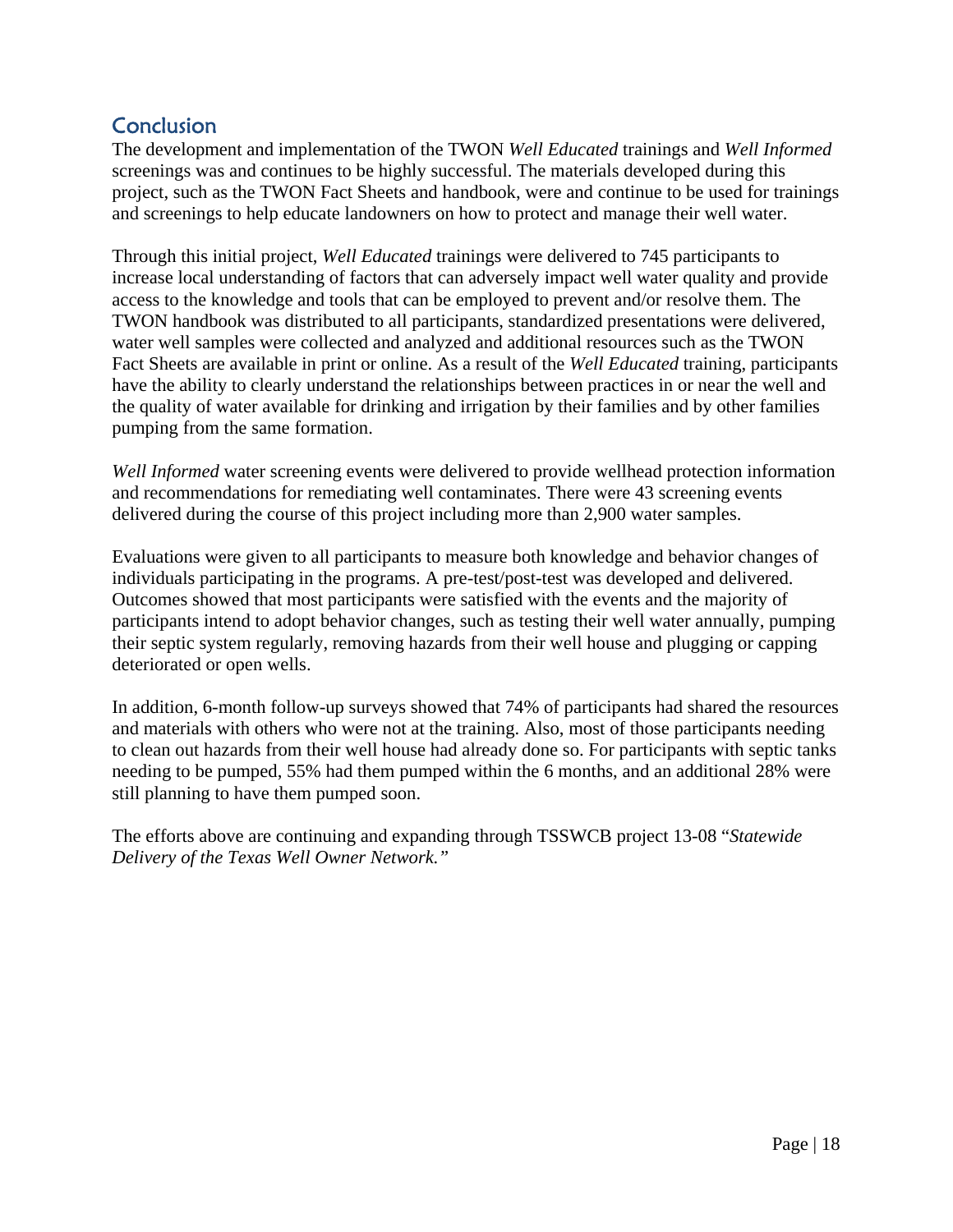## Conclusion

The development and implementation of the TWON *Well Educated* trainings and *Well Informed* screenings was and continues to be highly successful. The materials developed during this project, such as the TWON Fact Sheets and handbook, were and continue to be used for trainings and screenings to help educate landowners on how to protect and manage their well water.

Through this initial project, *Well Educated* trainings were delivered to 745 participants to increase local understanding of factors that can adversely impact well water quality and provide access to the knowledge and tools that can be employed to prevent and/or resolve them. The TWON handbook was distributed to all participants, standardized presentations were delivered, water well samples were collected and analyzed and additional resources such as the TWON Fact Sheets are available in print or online. As a result of the *Well Educated* training, participants have the ability to clearly understand the relationships between practices in or near the well and the quality of water available for drinking and irrigation by their families and by other families pumping from the same formation.

*Well Informed* water screening events were delivered to provide wellhead protection information and recommendations for remediating well contaminates. There were 43 screening events delivered during the course of this project including more than 2,900 water samples.

Evaluations were given to all participants to measure both knowledge and behavior changes of individuals participating in the programs. A pre-test/post-test was developed and delivered. Outcomes showed that most participants were satisfied with the events and the majority of participants intend to adopt behavior changes, such as testing their well water annually, pumping their septic system regularly, removing hazards from their well house and plugging or capping deteriorated or open wells.

In addition, 6-month follow-up surveys showed that 74% of participants had shared the resources and materials with others who were not at the training. Also, most of those participants needing to clean out hazards from their well house had already done so. For participants with septic tanks needing to be pumped, 55% had them pumped within the 6 months, and an additional 28% were still planning to have them pumped soon.

The efforts above are continuing and expanding through TSSWCB project 13-08 "*Statewide Delivery of the Texas Well Owner Network.*"